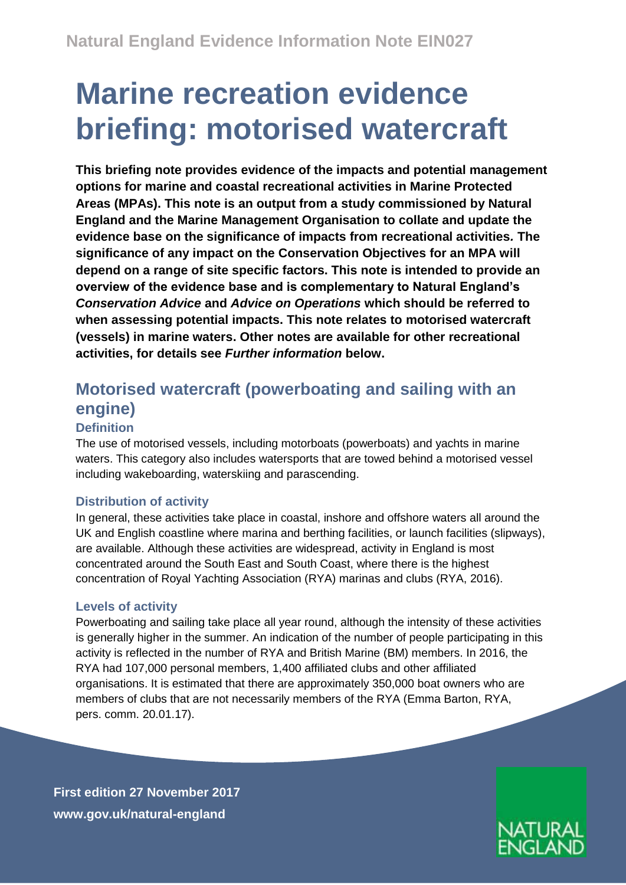Natural England Evidence Information Note EIN027

# Marine recreation evidence briefing: motorised watercraft

**This briefing note provides evidence of the impacts and potential management options for marine and coastal recreational activities in Marine Protected Areas (MPAs). This note is an output from a study commissioned by Natural England and the Marine Management Organisation to collate and update the evidence base on the significance of impacts from recreational activities. The significance of any impact on the Conservation Objectives for an MPA will depend on a range of site specific factors. This note is intended to provide an overview of the evidence base and is complementary to Natural England's *Conservation Advice* and *Advice on Operations* which should be referred to when assessing potential impacts. This note relates to motorised watercraft (vessels) in marine waters. Other notes are available for other recreational activities, for details see *Further information* below.**

## Motorised watercraft (powerboating and sailing with an engine)

### Definition

The use of motorised vessels, including motorboats (powerboats) and yachts in marine waters. This category also includes watersports that are towed behind a motorised vessel including wakeboarding, waterskiing and parascending.

### Distribution of activity

In general, these activities take place in coastal, inshore and offshore waters all around the UK and English coastline where marina and berthing facilities, or launch facilities (slipways), are available. Although these activities are widespread, activity in England is most concentrated around the South East and South Coast, where there is the highest concentration of Royal Yachting Association (RYA) marinas and clubs (RYA, 2016).

### Levels of activity

Powerboating and sailing take place all year round, although the intensity of these activities is generally higher in the summer. An indication of the number of people participating in this activity is reflected in the number of RYA and British Marine (BM) members. In 2016, the RYA had 107,000 personal members, 1,400 affiliated clubs and other affiliated organisations. It is estimated that there are approximately 350,000 boat owners who are members of clubs that are not necessarily members of the RYA (Emma Barton, RYA, pers. comm. 20.01.17).

**First edition 27 November 2017**
**www.gov.uk/natural-england**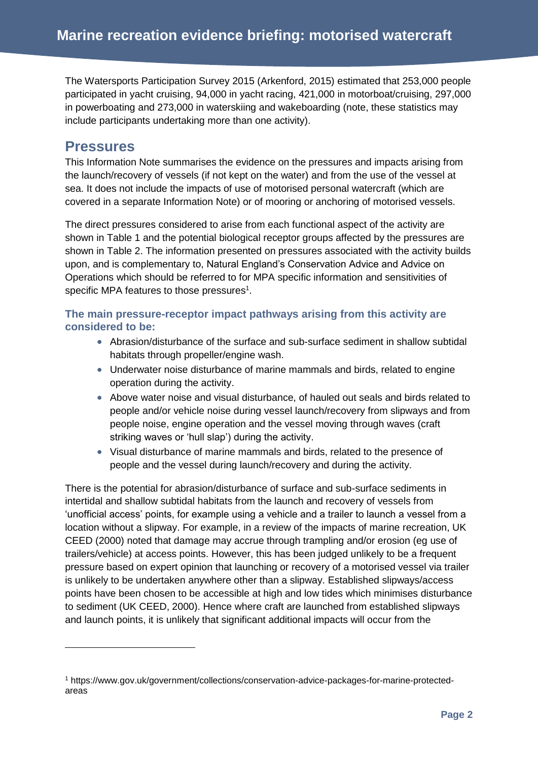The Watersports Participation Survey 2015 (Arkenford, 2015) estimated that 253,000 people participated in yacht cruising, 94,000 in yacht racing, 421,000 in motorboat/cruising, 297,000 in powerboating and 273,000 in waterskiing and wakeboarding (note, these statistics may include participants undertaking more than one activity).

## Pressures

This Information Note summarises the evidence on the pressures and impacts arising from the launch/recovery of vessels (if not kept on the water) and from the use of the vessel at sea. It does not include the impacts of use of motorised personal watercraft (which are covered in a separate Information Note) or of mooring or anchoring of motorised vessels.

The direct pressures considered to arise from each functional aspect of the activity are shown in Table 1 and the potential biological receptor groups affected by the pressures are shown in Table 2. The information presented on pressures associated with the activity builds upon, and is complementary to, Natural England's Conservation Advice and Advice on Operations which should be referred to for MPA specific information and sensitivities of specific MPA features to those pressures[1].

### The main pressure-receptor impact pathways arising from this activity are considered to be:

- Abrasion/disturbance of the surface and sub-surface sediment in shallow subtidal habitats through propeller/engine wash.
- Underwater noise disturbance of marine mammals and birds, related to engine operation during the activity.
- Above water noise and visual disturbance, of hauled out seals and birds related to people and/or vehicle noise during vessel launch/recovery from slipways and from people noise, engine operation and the vessel moving through waves (craft striking waves or 'hull slap') during the activity.
- Visual disturbance of marine mammals and birds, related to the presence of people and the vessel during launch/recovery and during the activity.

There is the potential for abrasion/disturbance of surface and sub-surface sediments in intertidal and shallow subtidal habitats from the launch and recovery of vessels from 'unofficial access' points, for example using a vehicle and a trailer to launch a vessel from a location without a slipway. For example, in a review of the impacts of marine recreation, UK CEED (2000) noted that damage may accrue through trampling and/or erosion (eg use of trailers/vehicle) at access points. However, this has been judged unlikely to be a frequent pressure based on expert opinion that launching or recovery of a motorised vessel via trailer is unlikely to be undertaken anywhere other than a slipway. Established slipways/access points have been chosen to be accessible at high and low tides which minimises disturbance to sediment (UK CEED, 2000). Hence where craft are launched from established slipways and launch points, it is unlikely that significant additional impacts will occur from the

[1] https://www.gov.uk/government/collections/conservation-advice-packages-for-marine-protected-areas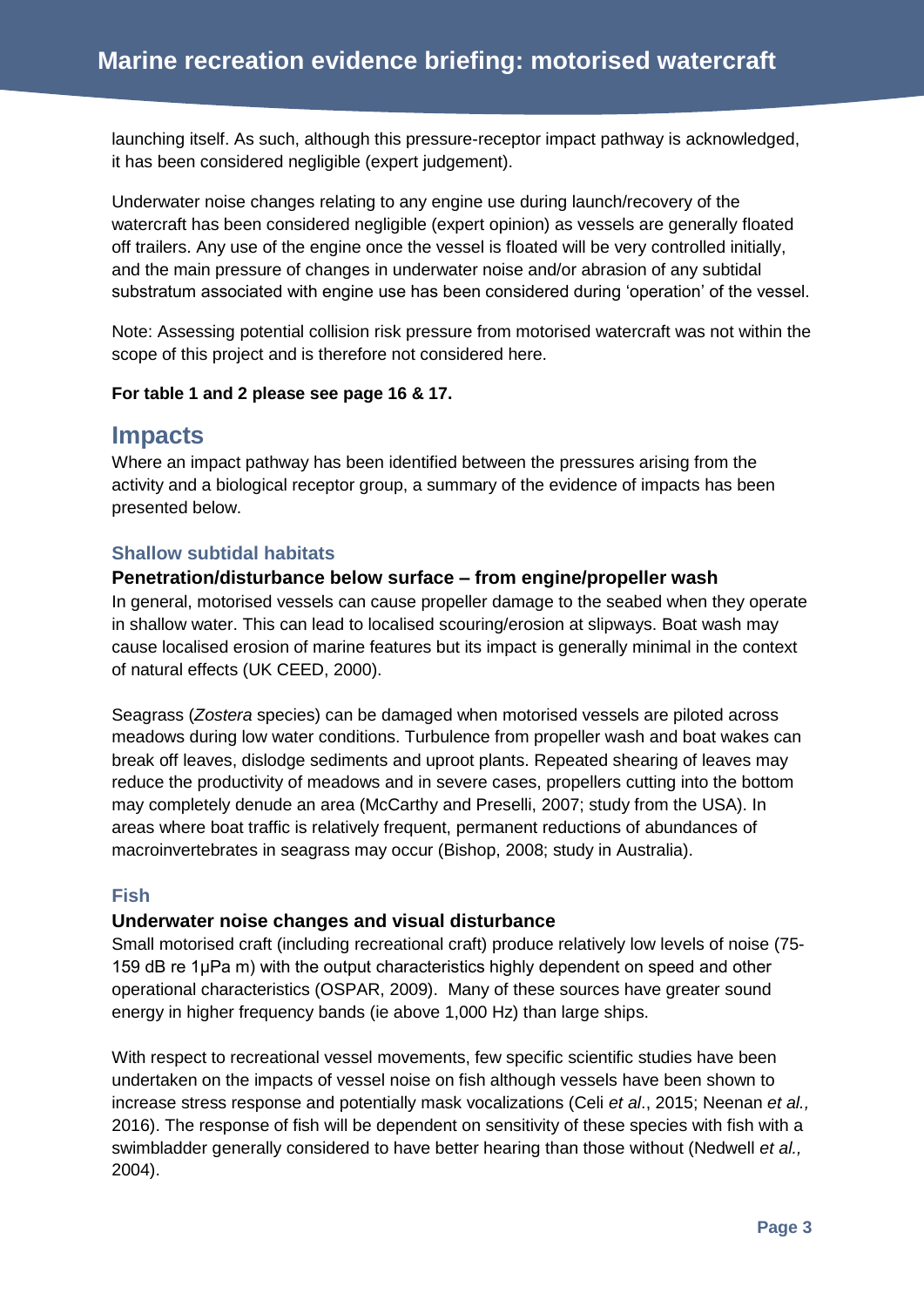launching itself. As such, although this pressure-receptor impact pathway is acknowledged, it has been considered negligible (expert judgement).

Underwater noise changes relating to any engine use during launch/recovery of the watercraft has been considered negligible (expert opinion) as vessels are generally floated off trailers. Any use of the engine once the vessel is floated will be very controlled initially, and the main pressure of changes in underwater noise and/or abrasion of any subtidal substratum associated with engine use has been considered during 'operation' of the vessel.

Note: Assessing potential collision risk pressure from motorised watercraft was not within the scope of this project and is therefore not considered here.

**For table 1 and 2 please see page 16 & 17.**

## Impacts

Where an impact pathway has been identified between the pressures arising from the activity and a biological receptor group, a summary of the evidence of impacts has been presented below.

### Shallow subtidal habitats

#### Penetration/disturbance below surface – from engine/propeller wash

In general, motorised vessels can cause propeller damage to the seabed when they operate in shallow water. This can lead to localised scouring/erosion at slipways. Boat wash may cause localised erosion of marine features but its impact is generally minimal in the context of natural effects (UK CEED, 2000).

Seagrass (*Zostera* species) can be damaged when motorised vessels are piloted across meadows during low water conditions. Turbulence from propeller wash and boat wakes can break off leaves, dislodge sediments and uproot plants. Repeated shearing of leaves may reduce the productivity of meadows and in severe cases, propellers cutting into the bottom may completely denude an area (McCarthy and Preselli, 2007; study from the USA). In areas where boat traffic is relatively frequent, permanent reductions of abundances of macroinvertebrates in seagrass may occur (Bishop, 2008; study in Australia).

### Fish

#### Underwater noise changes and visual disturbance

Small motorised craft (including recreational craft) produce relatively low levels of noise (75-159 dB re 1μPa m) with the output characteristics highly dependent on speed and other operational characteristics (OSPAR, 2009). Many of these sources have greater sound energy in higher frequency bands (ie above 1,000 Hz) than large ships.

With respect to recreational vessel movements, few specific scientific studies have been undertaken on the impacts of vessel noise on fish although vessels have been shown to increase stress response and potentially mask vocalizations (Celi *et al*., 2015; Neenan *et al.,* 2016). The response of fish will be dependent on sensitivity of these species with fish with a swimbladder generally considered to have better hearing than those without (Nedwell *et al.,* 2004).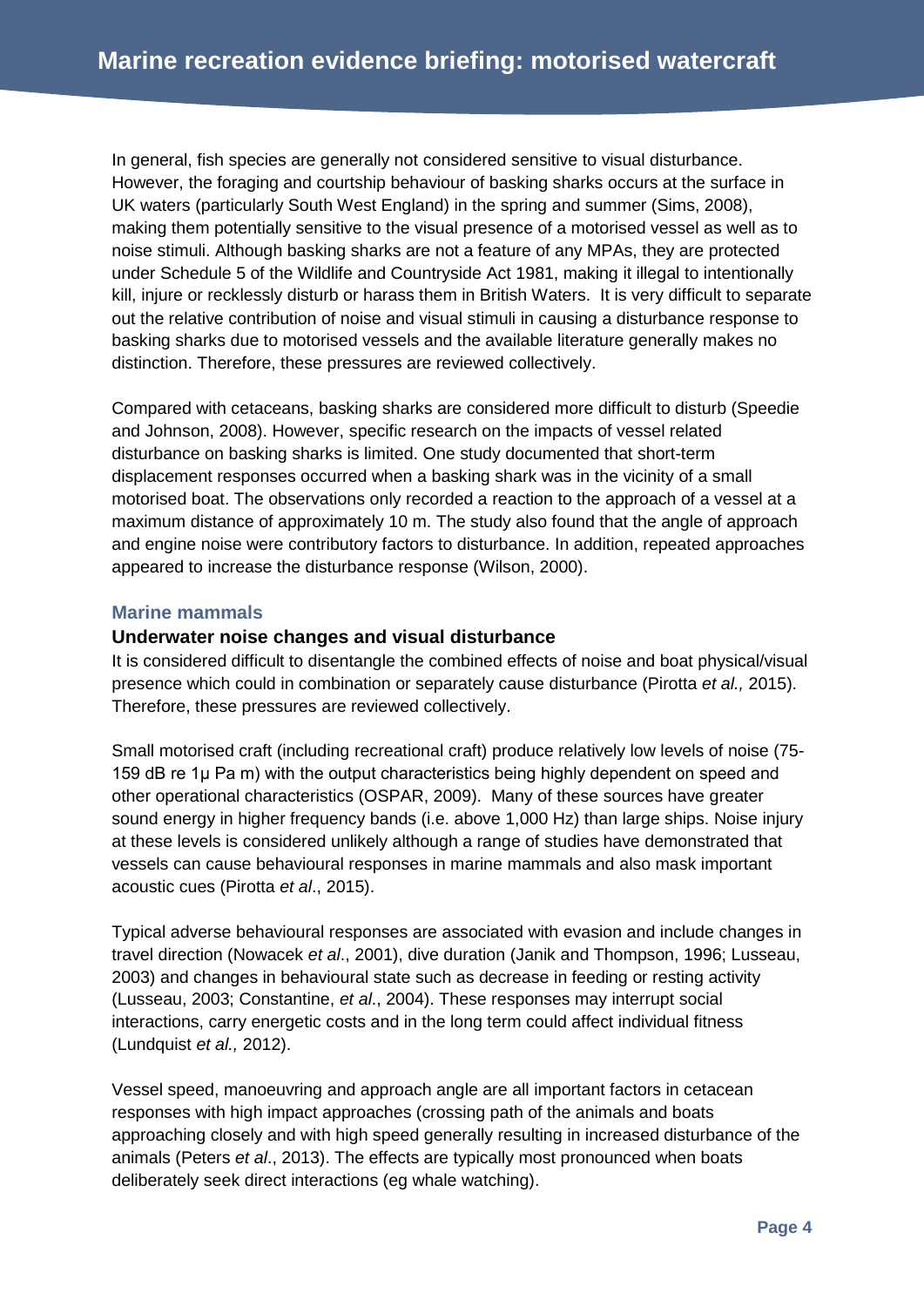In general, fish species are generally not considered sensitive to visual disturbance. However, the foraging and courtship behaviour of basking sharks occurs at the surface in UK waters (particularly South West England) in the spring and summer (Sims, 2008), making them potentially sensitive to the visual presence of a motorised vessel as well as to noise stimuli. Although basking sharks are not a feature of any MPAs, they are protected under Schedule 5 of the Wildlife and Countryside Act 1981, making it illegal to intentionally kill, injure or recklessly disturb or harass them in British Waters. It is very difficult to separate out the relative contribution of noise and visual stimuli in causing a disturbance response to basking sharks due to motorised vessels and the available literature generally makes no distinction. Therefore, these pressures are reviewed collectively.

Compared with cetaceans, basking sharks are considered more difficult to disturb (Speedie and Johnson, 2008). However, specific research on the impacts of vessel related disturbance on basking sharks is limited. One study documented that short-term displacement responses occurred when a basking shark was in the vicinity of a small motorised boat. The observations only recorded a reaction to the approach of a vessel at a maximum distance of approximately 10 m. The study also found that the angle of approach and engine noise were contributory factors to disturbance. In addition, repeated approaches appeared to increase the disturbance response (Wilson, 2000).

### Marine mammals

#### Underwater noise changes and visual disturbance

It is considered difficult to disentangle the combined effects of noise and boat physical/visual presence which could in combination or separately cause disturbance (Pirotta *et al.,* 2015). Therefore, these pressures are reviewed collectively.

Small motorised craft (including recreational craft) produce relatively low levels of noise (75-159 dB re 1μ Pa m) with the output characteristics being highly dependent on speed and other operational characteristics (OSPAR, 2009). Many of these sources have greater sound energy in higher frequency bands (i.e. above 1,000 Hz) than large ships. Noise injury at these levels is considered unlikely although a range of studies have demonstrated that vessels can cause behavioural responses in marine mammals and also mask important acoustic cues (Pirotta *et al*., 2015).

Typical adverse behavioural responses are associated with evasion and include changes in travel direction (Nowacek *et al*., 2001), dive duration (Janik and Thompson, 1996; Lusseau, 2003) and changes in behavioural state such as decrease in feeding or resting activity (Lusseau, 2003; Constantine, *et al*., 2004). These responses may interrupt social interactions, carry energetic costs and in the long term could affect individual fitness (Lundquist *et al.,* 2012).

Vessel speed, manoeuvring and approach angle are all important factors in cetacean responses with high impact approaches (crossing path of the animals and boats approaching closely and with high speed generally resulting in increased disturbance of the animals (Peters *et al*., 2013). The effects are typically most pronounced when boats deliberately seek direct interactions (eg whale watching).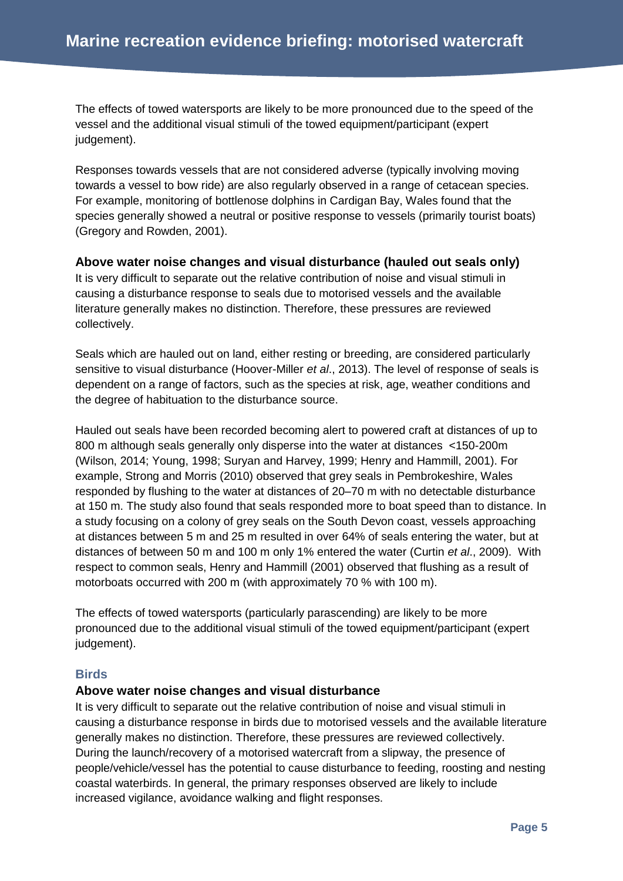The effects of towed watersports are likely to be more pronounced due to the speed of the vessel and the additional visual stimuli of the towed equipment/participant (expert judgement).

Responses towards vessels that are not considered adverse (typically involving moving towards a vessel to bow ride) are also regularly observed in a range of cetacean species. For example, monitoring of bottlenose dolphins in Cardigan Bay, Wales found that the species generally showed a neutral or positive response to vessels (primarily tourist boats) (Gregory and Rowden, 2001).

### Above water noise changes and visual disturbance (hauled out seals only)

It is very difficult to separate out the relative contribution of noise and visual stimuli in causing a disturbance response to seals due to motorised vessels and the available literature generally makes no distinction. Therefore, these pressures are reviewed collectively.

Seals which are hauled out on land, either resting or breeding, are considered particularly sensitive to visual disturbance (Hoover-Miller *et al*., 2013). The level of response of seals is dependent on a range of factors, such as the species at risk, age, weather conditions and the degree of habituation to the disturbance source.

Hauled out seals have been recorded becoming alert to powered craft at distances of up to 800 m although seals generally only disperse into the water at distances <150-200m (Wilson, 2014; Young, 1998; Suryan and Harvey, 1999; Henry and Hammill, 2001). For example, Strong and Morris (2010) observed that grey seals in Pembrokeshire, Wales responded by flushing to the water at distances of 20–70 m with no detectable disturbance at 150 m. The study also found that seals responded more to boat speed than to distance. In a study focusing on a colony of grey seals on the South Devon coast, vessels approaching at distances between 5 m and 25 m resulted in over 64% of seals entering the water, but at distances of between 50 m and 100 m only 1% entered the water (Curtin *et al*., 2009). With respect to common seals, Henry and Hammill (2001) observed that flushing as a result of motorboats occurred with 200 m (with approximately 70 % with 100 m).

The effects of towed watersports (particularly parascending) are likely to be more pronounced due to the additional visual stimuli of the towed equipment/participant (expert judgement).

## Birds

### Above water noise changes and visual disturbance

It is very difficult to separate out the relative contribution of noise and visual stimuli in causing a disturbance response in birds due to motorised vessels and the available literature generally makes no distinction. Therefore, these pressures are reviewed collectively. During the launch/recovery of a motorised watercraft from a slipway, the presence of people/vehicle/vessel has the potential to cause disturbance to feeding, roosting and nesting coastal waterbirds. In general, the primary responses observed are likely to include increased vigilance, avoidance walking and flight responses.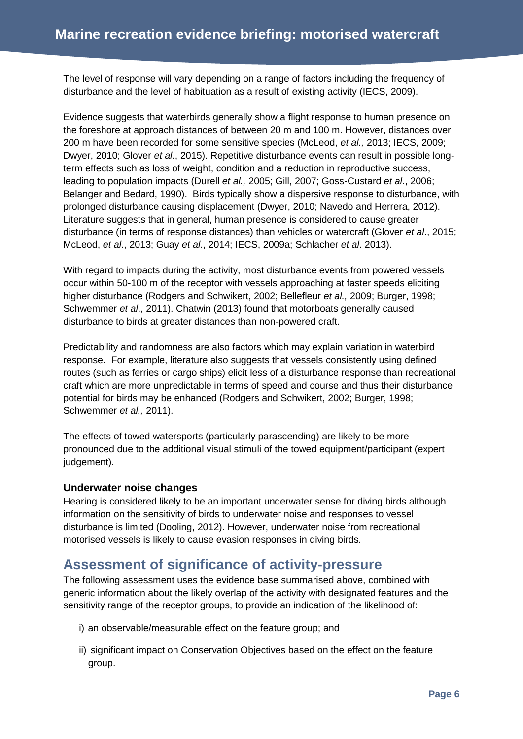The level of response will vary depending on a range of factors including the frequency of disturbance and the level of habituation as a result of existing activity (IECS, 2009).

Evidence suggests that waterbirds generally show a flight response to human presence on the foreshore at approach distances of between 20 m and 100 m. However, distances over 200 m have been recorded for some sensitive species (McLeod, *et al.,* 2013; IECS, 2009; Dwyer, 2010; Glover *et al*., 2015). Repetitive disturbance events can result in possible long-term effects such as loss of weight, condition and a reduction in reproductive success, leading to population impacts (Durell *et al.,* 2005; Gill, 2007; Goss-Custard *et al*., 2006; Belanger and Bedard, 1990). Birds typically show a dispersive response to disturbance, with prolonged disturbance causing displacement (Dwyer, 2010; Navedo and Herrera, 2012). Literature suggests that in general, human presence is considered to cause greater disturbance (in terms of response distances) than vehicles or watercraft (Glover *et al*., 2015; McLeod, *et al*., 2013; Guay *et al*., 2014; IECS, 2009a; Schlacher *et al*. 2013).

With regard to impacts during the activity, most disturbance events from powered vessels occur within 50-100 m of the receptor with vessels approaching at faster speeds eliciting higher disturbance (Rodgers and Schwikert, 2002; Bellefleur *et al.,* 2009; Burger, 1998; Schwemmer *et al*., 2011). Chatwin (2013) found that motorboats generally caused disturbance to birds at greater distances than non-powered craft.

Predictability and randomness are also factors which may explain variation in waterbird response. For example, literature also suggests that vessels consistently using defined routes (such as ferries or cargo ships) elicit less of a disturbance response than recreational craft which are more unpredictable in terms of speed and course and thus their disturbance potential for birds may be enhanced (Rodgers and Schwikert, 2002; Burger, 1998; Schwemmer *et al.,* 2011).

The effects of towed watersports (particularly parascending) are likely to be more pronounced due to the additional visual stimuli of the towed equipment/participant (expert judgement).

**Underwater noise changes**

Hearing is considered likely to be an important underwater sense for diving birds although information on the sensitivity of birds to underwater noise and responses to vessel disturbance is limited (Dooling, 2012). However, underwater noise from recreational motorised vessels is likely to cause evasion responses in diving birds.

## Assessment of significance of activity-pressure

The following assessment uses the evidence base summarised above, combined with generic information about the likely overlap of the activity with designated features and the sensitivity range of the receptor groups, to provide an indication of the likelihood of:

i) an observable/measurable effect on the feature group; and

ii) significant impact on Conservation Objectives based on the effect on the feature group.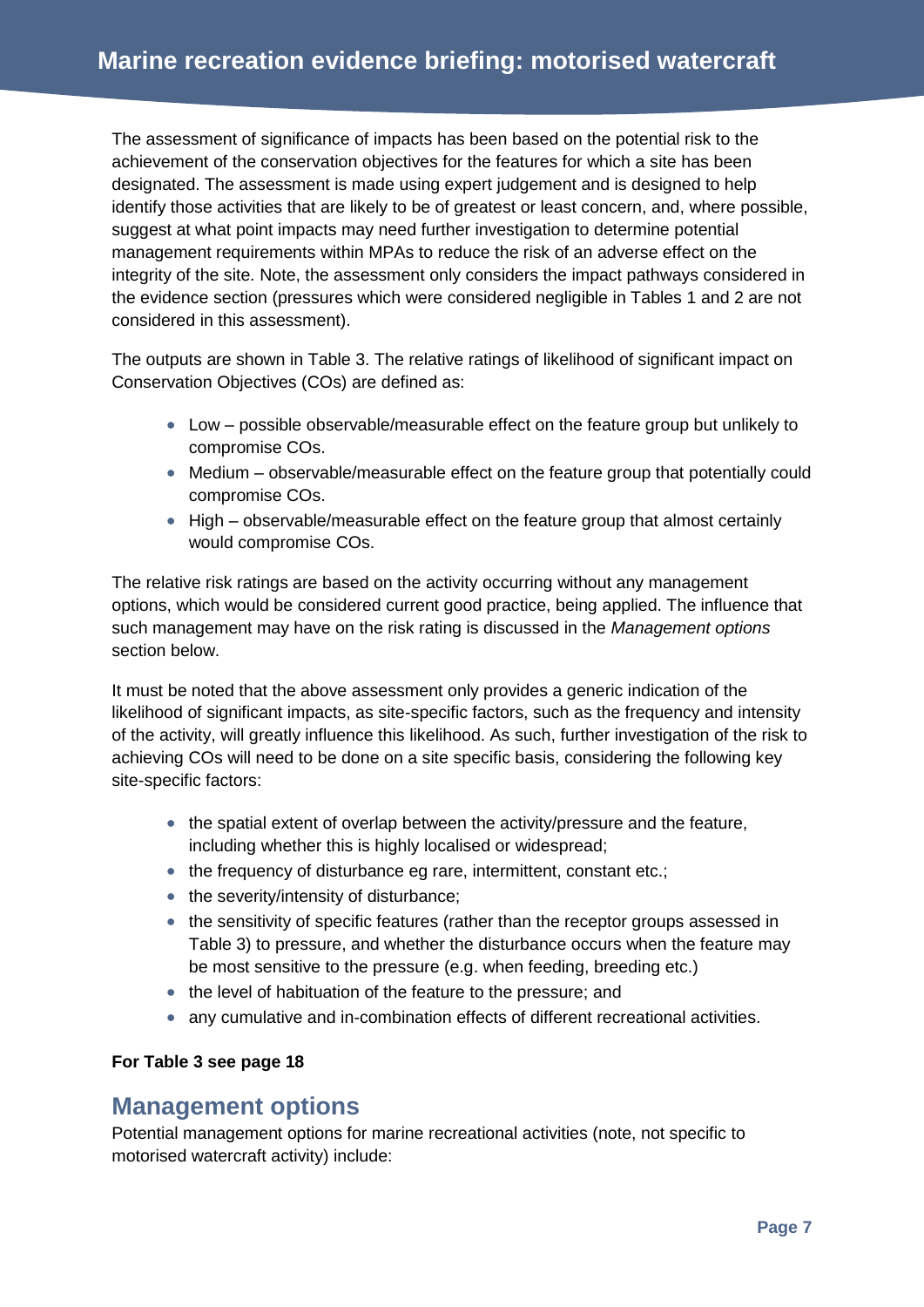The assessment of significance of impacts has been based on the potential risk to the achievement of the conservation objectives for the features for which a site has been designated. The assessment is made using expert judgement and is designed to help identify those activities that are likely to be of greatest or least concern, and, where possible, suggest at what point impacts may need further investigation to determine potential management requirements within MPAs to reduce the risk of an adverse effect on the integrity of the site. Note, the assessment only considers the impact pathways considered in the evidence section (pressures which were considered negligible in Tables 1 and 2 are not considered in this assessment).

The outputs are shown in Table 3. The relative ratings of likelihood of significant impact on Conservation Objectives (COs) are defined as:

- Low – possible observable/measurable effect on the feature group but unlikely to compromise COs.
- Medium – observable/measurable effect on the feature group that potentially could compromise COs.
- High – observable/measurable effect on the feature group that almost certainly would compromise COs.

The relative risk ratings are based on the activity occurring without any management options, which would be considered current good practice, being applied. The influence that such management may have on the risk rating is discussed in the *Management options* section below.

It must be noted that the above assessment only provides a generic indication of the likelihood of significant impacts, as site-specific factors, such as the frequency and intensity of the activity, will greatly influence this likelihood. As such, further investigation of the risk to achieving COs will need to be done on a site specific basis, considering the following key site-specific factors:

- the spatial extent of overlap between the activity/pressure and the feature, including whether this is highly localised or widespread;
- the frequency of disturbance eg rare, intermittent, constant etc.;
- the severity/intensity of disturbance;
- the sensitivity of specific features (rather than the receptor groups assessed in Table 3) to pressure, and whether the disturbance occurs when the feature may be most sensitive to the pressure (e.g. when feeding, breeding etc.)
- the level of habituation of the feature to the pressure; and
- any cumulative and in-combination effects of different recreational activities.

**For Table 3 see page 18**

## Management options

Potential management options for marine recreational activities (note, not specific to motorised watercraft activity) include: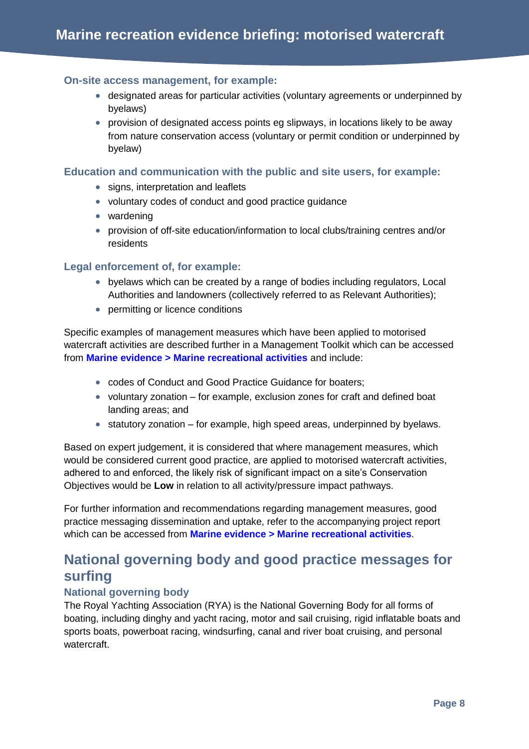#### On-site access management, for example:

- designated areas for particular activities (voluntary agreements or underpinned by byelaws)
- provision of designated access points eg slipways, in locations likely to be away from nature conservation access (voluntary or permit condition or underpinned by byelaw)

#### Education and communication with the public and site users, for example:

- signs, interpretation and leaflets
- voluntary codes of conduct and good practice guidance
- wardening
- provision of off-site education/information to local clubs/training centres and/or residents

#### Legal enforcement of, for example:

- byelaws which can be created by a range of bodies including regulators, Local Authorities and landowners (collectively referred to as Relevant Authorities);
- permitting or licence conditions

Specific examples of management measures which have been applied to motorised watercraft activities are described further in a Management Toolkit which can be accessed from **Marine evidence > Marine recreational activities** and include:

- codes of Conduct and Good Practice Guidance for boaters;
- voluntary zonation – for example, exclusion zones for craft and defined boat landing areas; and
- statutory zonation – for example, high speed areas, underpinned by byelaws.

Based on expert judgement, it is considered that where management measures, which would be considered current good practice, are applied to motorised watercraft activities, adhered to and enforced, the likely risk of significant impact on a site's Conservation Objectives would be **Low** in relation to all activity/pressure impact pathways.

For further information and recommendations regarding management measures, good practice messaging dissemination and uptake, refer to the accompanying project report which can be accessed from **Marine evidence > Marine recreational activities**.

## National governing body and good practice messages for surfing

#### National governing body

The Royal Yachting Association (RYA) is the National Governing Body for all forms of boating, including dinghy and yacht racing, motor and sail cruising, rigid inflatable boats and sports boats, powerboat racing, windsurfing, canal and river boat cruising, and personal watercraft.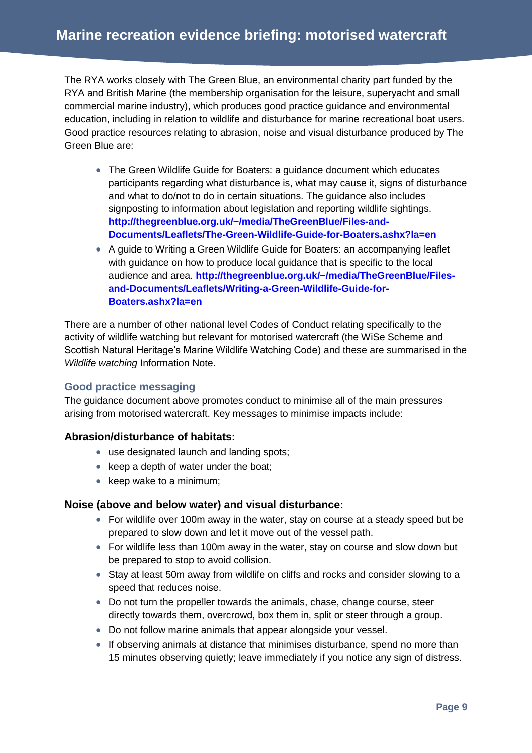The RYA works closely with The Green Blue, an environmental charity part funded by the RYA and British Marine (the membership organisation for the leisure, superyacht and small commercial marine industry), which produces good practice guidance and environmental education, including in relation to wildlife and disturbance for marine recreational boat users. Good practice resources relating to abrasion, noise and visual disturbance produced by The Green Blue are:

- The Green Wildlife Guide for Boaters: a guidance document which educates participants regarding what disturbance is, what may cause it, signs of disturbance and what to do/not to do in certain situations. The guidance also includes signposting to information about legislation and reporting wildlife sightings. **http://thegreenblue.org.uk/~/media/TheGreenBlue/Files-and-Documents/Leaflets/The-Green-Wildlife-Guide-for-Boaters.ashx?la=en**
- A guide to Writing a Green Wildlife Guide for Boaters: an accompanying leaflet with guidance on how to produce local guidance that is specific to the local audience and area. **http://thegreenblue.org.uk/~/media/TheGreenBlue/Files-and-Documents/Leaflets/Writing-a-Green-Wildlife-Guide-for-Boaters.ashx?la=en**

There are a number of other national level Codes of Conduct relating specifically to the activity of wildlife watching but relevant for motorised watercraft (the WiSe Scheme and Scottish Natural Heritage's Marine Wildlife Watching Code) and these are summarised in the *Wildlife watching* Information Note.

## Good practice messaging

The guidance document above promotes conduct to minimise all of the main pressures arising from motorised watercraft. Key messages to minimise impacts include:

### Abrasion/disturbance of habitats:

- use designated launch and landing spots;
- keep a depth of water under the boat;
- keep wake to a minimum;

### Noise (above and below water) and visual disturbance:

- For wildlife over 100m away in the water, stay on course at a steady speed but be prepared to slow down and let it move out of the vessel path.
- For wildlife less than 100m away in the water, stay on course and slow down but be prepared to stop to avoid collision.
- Stay at least 50m away from wildlife on cliffs and rocks and consider slowing to a speed that reduces noise.
- Do not turn the propeller towards the animals, chase, change course, steer directly towards them, overcrowd, box them in, split or steer through a group.
- Do not follow marine animals that appear alongside your vessel.
- If observing animals at distance that minimises disturbance, spend no more than 15 minutes observing quietly; leave immediately if you notice any sign of distress.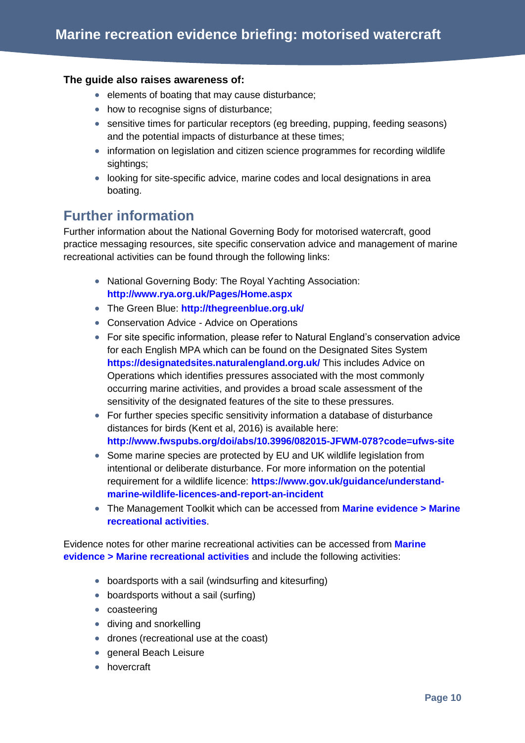**The guide also raises awareness of:**

- elements of boating that may cause disturbance;
- how to recognise signs of disturbance;
- sensitive times for particular receptors (eg breeding, pupping, feeding seasons) and the potential impacts of disturbance at these times;
- information on legislation and citizen science programmes for recording wildlife sightings;
- looking for site-specific advice, marine codes and local designations in area boating.

## Further information

Further information about the National Governing Body for motorised watercraft, good practice messaging resources, site specific conservation advice and management of marine recreational activities can be found through the following links:

- National Governing Body: The Royal Yachting Association: **http://www.rya.org.uk/Pages/Home.aspx**
- The Green Blue: **http://thegreenblue.org.uk/**
- Conservation Advice - Advice on Operations
- For site specific information, please refer to Natural England's conservation advice for each English MPA which can be found on the Designated Sites System **https://designatedsites.naturalengland.org.uk/** This includes Advice on Operations which identifies pressures associated with the most commonly occurring marine activities, and provides a broad scale assessment of the sensitivity of the designated features of the site to these pressures.
- For further species specific sensitivity information a database of disturbance distances for birds (Kent et al, 2016) is available here: **http://www.fwspubs.org/doi/abs/10.3996/082015-JFWM-078?code=ufws-site**
- Some marine species are protected by EU and UK wildlife legislation from intentional or deliberate disturbance. For more information on the potential requirement for a wildlife licence: **https://www.gov.uk/guidance/understand-marine-wildlife-licences-and-report-an-incident**
- The Management Toolkit which can be accessed from **Marine evidence > Marine recreational activities**.

Evidence notes for other marine recreational activities can be accessed from **Marine evidence > Marine recreational activities** and include the following activities:

- boardsports with a sail (windsurfing and kitesurfing)
- boardsports without a sail (surfing)
- coasteering
- diving and snorkelling
- drones (recreational use at the coast)
- general Beach Leisure
- hovercraft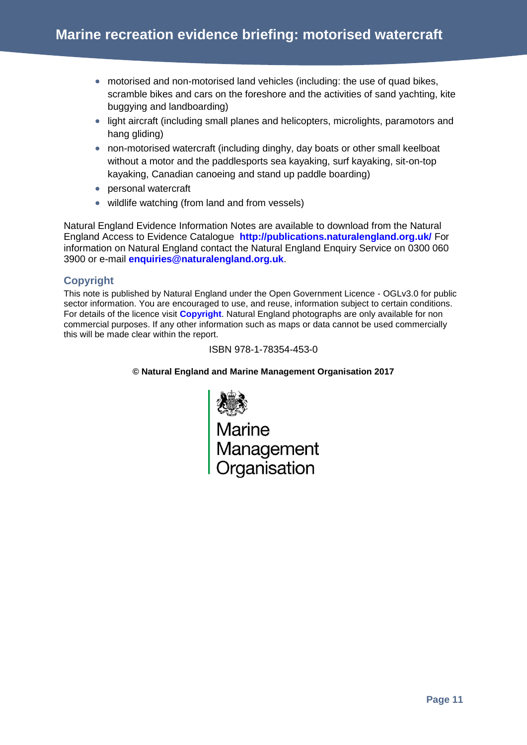- motorised and non-motorised land vehicles (including: the use of quad bikes, scramble bikes and cars on the foreshore and the activities of sand yachting, kite buggying and landboarding)
- light aircraft (including small planes and helicopters, microlights, paramotors and hang gliding)
- non-motorised watercraft (including dinghy, day boats or other small keelboat without a motor and the paddlesports sea kayaking, surf kayaking, sit-on-top kayaking, Canadian canoeing and stand up paddle boarding)
- personal watercraft
- wildlife watching (from land and from vessels)

Natural England Evidence Information Notes are available to download from the Natural England Access to Evidence Catalogue **http://publications.naturalengland.org.uk/** For information on Natural England contact the Natural England Enquiry Service on 0300 060 3900 or e-mail **enquiries@naturalengland.org.uk**.

## Copyright

This note is published by Natural England under the Open Government Licence - OGLv3.0 for public sector information. You are encouraged to use, and reuse, information subject to certain conditions. For details of the licence visit **Copyright**. Natural England photographs are only available for non commercial purposes. If any other information such as maps or data cannot be used commercially this will be made clear within the report.

ISBN 978-1-78354-453-0

**© Natural England and Marine Management Organisation 2017**

Marine Management Organisation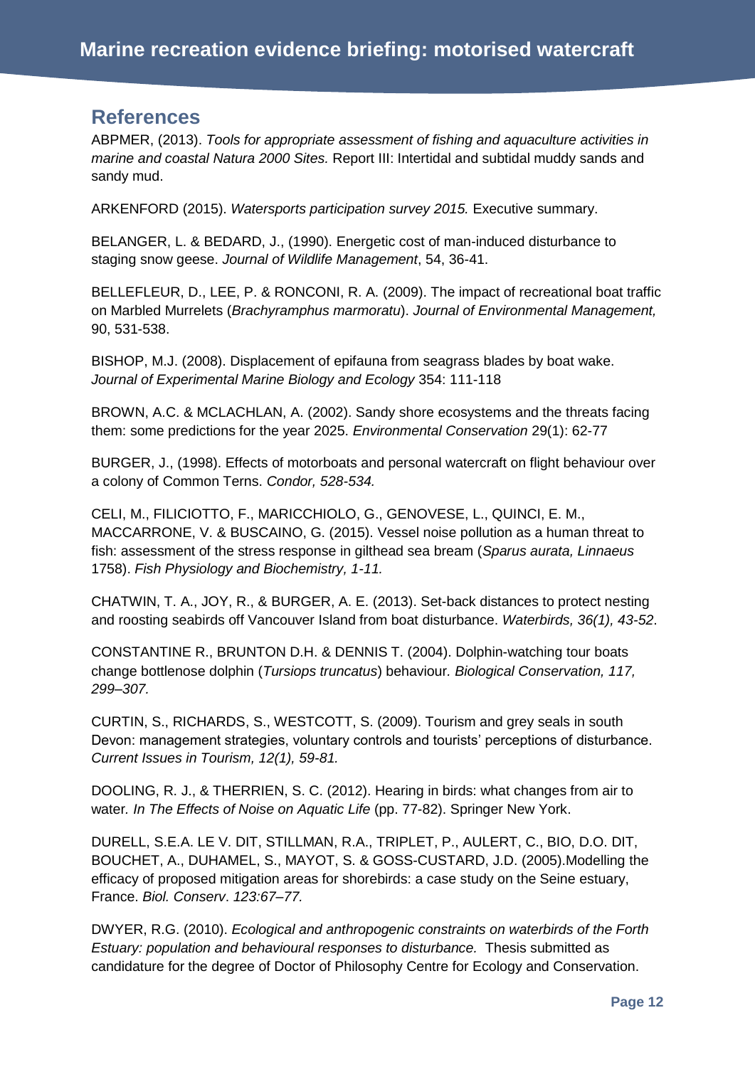## References

ABPMER, (2013). *Tools for appropriate assessment of fishing and aquaculture activities in marine and coastal Natura 2000 Sites.* Report III: Intertidal and subtidal muddy sands and sandy mud.

ARKENFORD (2015). *Watersports participation survey 2015.* Executive summary.

BELANGER, L. & BEDARD, J., (1990). Energetic cost of man-induced disturbance to staging snow geese. *Journal of Wildlife Management*, 54, 36-41.

BELLEFLEUR, D., LEE, P. & RONCONI, R. A. (2009). The impact of recreational boat traffic on Marbled Murrelets (*Brachyramphus marmoratu*). *Journal of Environmental Management,* 90, 531-538.

BISHOP, M.J. (2008). Displacement of epifauna from seagrass blades by boat wake. *Journal of Experimental Marine Biology and Ecology* 354: 111-118

BROWN, A.C. & MCLACHLAN, A. (2002). Sandy shore ecosystems and the threats facing them: some predictions for the year 2025. *Environmental Conservation* 29(1): 62-77

BURGER, J., (1998). Effects of motorboats and personal watercraft on flight behaviour over a colony of Common Terns. *Condor, 528-534.*

CELI, M., FILICIOTTO, F., MARICCHIOLO, G., GENOVESE, L., QUINCI, E. M., MACCARRONE, V. & BUSCAINO, G. (2015). Vessel noise pollution as a human threat to fish: assessment of the stress response in gilthead sea bream (*Sparus aurata, Linnaeus* 1758). *Fish Physiology and Biochemistry, 1-11.*

CHATWIN, T. A., JOY, R., & BURGER, A. E. (2013). Set-back distances to protect nesting and roosting seabirds off Vancouver Island from boat disturbance. *Waterbirds, 36(1), 43-52*.

CONSTANTINE R., BRUNTON D.H. & DENNIS T. (2004). Dolphin-watching tour boats change bottlenose dolphin (*Tursiops truncatus*) behaviour*. Biological Conservation, 117, 299–307.*

CURTIN, S., RICHARDS, S., WESTCOTT, S. (2009). Tourism and grey seals in south Devon: management strategies, voluntary controls and tourists' perceptions of disturbance. *Current Issues in Tourism, 12(1), 59-81.*

DOOLING, R. J., & THERRIEN, S. C. (2012). Hearing in birds: what changes from air to water*. In The Effects of Noise on Aquatic Life* (pp. 77-82). Springer New York.

DURELL, S.E.A. LE V. DIT, STILLMAN, R.A., TRIPLET, P., AULERT, C., BIO, D.O. DIT, BOUCHET, A., DUHAMEL, S., MAYOT, S. & GOSS-CUSTARD, J.D. (2005).Modelling the efficacy of proposed mitigation areas for shorebirds: a case study on the Seine estuary, France. *Biol. Conserv*. *123:67–77.*

DWYER, R.G. (2010). *Ecological and anthropogenic constraints on waterbirds of the Forth Estuary: population and behavioural responses to disturbance.* Thesis submitted as candidature for the degree of Doctor of Philosophy Centre for Ecology and Conservation.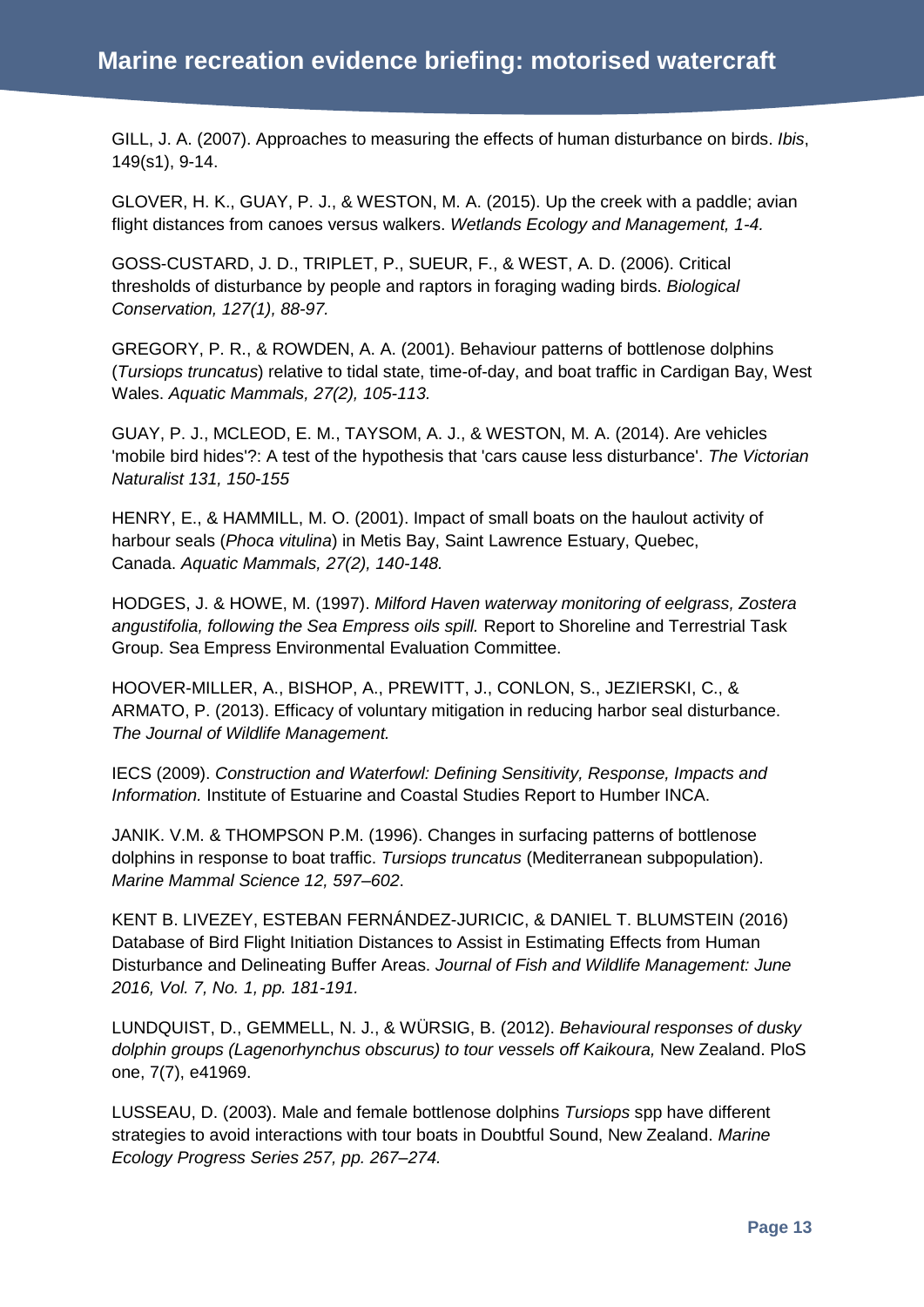GILL, J. A. (2007). Approaches to measuring the effects of human disturbance on birds. *Ibis*, 149(s1), 9-14.

GLOVER, H. K., GUAY, P. J., & WESTON, M. A. (2015). Up the creek with a paddle; avian flight distances from canoes versus walkers. *Wetlands Ecology and Management, 1-4.*

GOSS-CUSTARD, J. D., TRIPLET, P., SUEUR, F., & WEST, A. D. (2006). Critical thresholds of disturbance by people and raptors in foraging wading birds. *Biological Conservation, 127(1), 88-97.*

GREGORY, P. R., & ROWDEN, A. A. (2001). Behaviour patterns of bottlenose dolphins (*Tursiops truncatus*) relative to tidal state, time-of-day, and boat traffic in Cardigan Bay, West Wales. *Aquatic Mammals, 27(2), 105-113.*

GUAY, P. J., MCLEOD, E. M., TAYSOM, A. J., & WESTON, M. A. (2014). Are vehicles 'mobile bird hides'?: A test of the hypothesis that 'cars cause less disturbance'. *The Victorian Naturalist 131, 150-155*

HENRY, E., & HAMMILL, M. O. (2001). Impact of small boats on the haulout activity of harbour seals (*Phoca vitulina*) in Metis Bay, Saint Lawrence Estuary, Quebec, Canada. *Aquatic Mammals, 27(2), 140-148.*

HODGES, J. & HOWE, M. (1997). *Milford Haven waterway monitoring of eelgrass, Zostera angustifolia, following the Sea Empress oils spill.* Report to Shoreline and Terrestrial Task Group. Sea Empress Environmental Evaluation Committee.

HOOVER-MILLER, A., BISHOP, A., PREWITT, J., CONLON, S., JEZIERSKI, C., & ARMATO, P. (2013). Efficacy of voluntary mitigation in reducing harbor seal disturbance. *The Journal of Wildlife Management.*

IECS (2009). *Construction and Waterfowl: Defining Sensitivity, Response, Impacts and Information.* Institute of Estuarine and Coastal Studies Report to Humber INCA.

JANIK. V.M. & THOMPSON P.M. (1996). Changes in surfacing patterns of bottlenose dolphins in response to boat traffic. *Tursiops truncatus* (Mediterranean subpopulation). *Marine Mammal Science 12, 597–602*.

KENT B. LIVEZEY, ESTEBAN FERNÁNDEZ-JURICIC, & DANIEL T. BLUMSTEIN (2016) Database of Bird Flight Initiation Distances to Assist in Estimating Effects from Human Disturbance and Delineating Buffer Areas. *Journal of Fish and Wildlife Management: June 2016, Vol. 7, No. 1, pp. 181-191.*

LUNDQUIST, D., GEMMELL, N. J., & WÜRSIG, B. (2012). *Behavioural responses of dusky dolphin groups (Lagenorhynchus obscurus) to tour vessels off Kaikoura,* New Zealand. PloS one, 7(7), e41969.

LUSSEAU, D. (2003). Male and female bottlenose dolphins *Tursiops* spp have different strategies to avoid interactions with tour boats in Doubtful Sound, New Zealand. *Marine Ecology Progress Series 257, pp. 267–274.*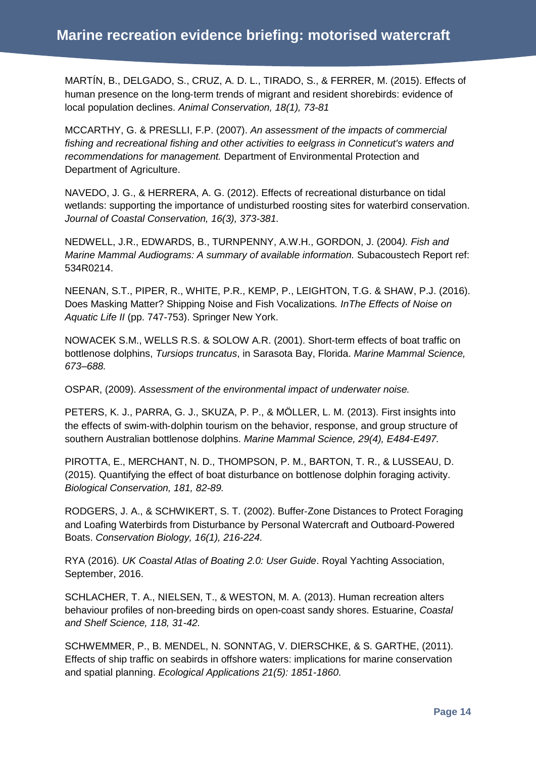MARTÍN, B., DELGADO, S., CRUZ, A. D. L., TIRADO, S., & FERRER, M. (2015). Effects of human presence on the long-term trends of migrant and resident shorebirds: evidence of local population declines. *Animal Conservation, 18(1), 73-81*

MCCARTHY, G. & PRESLLI, F.P. (2007). *An assessment of the impacts of commercial fishing and recreational fishing and other activities to eelgrass in Conneticut's waters and recommendations for management.* Department of Environmental Protection and Department of Agriculture.

NAVEDO, J. G., & HERRERA, A. G. (2012). Effects of recreational disturbance on tidal wetlands: supporting the importance of undisturbed roosting sites for waterbird conservation. *Journal of Coastal Conservation, 16(3), 373-381.*

NEDWELL, J.R., EDWARDS, B., TURNPENNY, A.W.H., GORDON, J. (2004*). Fish and Marine Mammal Audiograms: A summary of available information.* Subacoustech Report ref: 534R0214.

NEENAN, S.T., PIPER, R., WHITE, P.R., KEMP, P., LEIGHTON, T.G. & SHAW, P.J. (2016). Does Masking Matter? Shipping Noise and Fish Vocalizations. *InThe Effects of Noise on Aquatic Life II* (pp. 747-753). Springer New York.

NOWACEK S.M., WELLS R.S. & SOLOW A.R. (2001). Short-term effects of boat traffic on bottlenose dolphins, *Tursiops truncatus*, in Sarasota Bay, Florida. *Marine Mammal Science, 673–688.*

OSPAR, (2009). *Assessment of the environmental impact of underwater noise.*

PETERS, K. J., PARRA, G. J., SKUZA, P. P., & MÖLLER, L. M. (2013). First insights into the effects of swim-with-dolphin tourism on the behavior, response, and group structure of southern Australian bottlenose dolphins. *Marine Mammal Science, 29(4), E484-E497.*

PIROTTA, E., MERCHANT, N. D., THOMPSON, P. M., BARTON, T. R., & LUSSEAU, D. (2015). Quantifying the effect of boat disturbance on bottlenose dolphin foraging activity. *Biological Conservation, 181, 82-89.*

RODGERS, J. A., & SCHWIKERT, S. T. (2002). Buffer-Zone Distances to Protect Foraging and Loafing Waterbirds from Disturbance by Personal Watercraft and Outboard-Powered Boats. *Conservation Biology, 16(1), 216-224.*

RYA (2016). *UK Coastal Atlas of Boating 2.0: User Guide*. Royal Yachting Association, September, 2016.

SCHLACHER, T. A., NIELSEN, T., & WESTON, M. A. (2013). Human recreation alters behaviour profiles of non-breeding birds on open-coast sandy shores. Estuarine, *Coastal and Shelf Science, 118, 31-42.*

SCHWEMMER, P., B. MENDEL, N. SONNTAG, V. DIERSCHKE, & S. GARTHE, (2011). Effects of ship traffic on seabirds in offshore waters: implications for marine conservation and spatial planning. *Ecological Applications 21(5): 1851-1860.*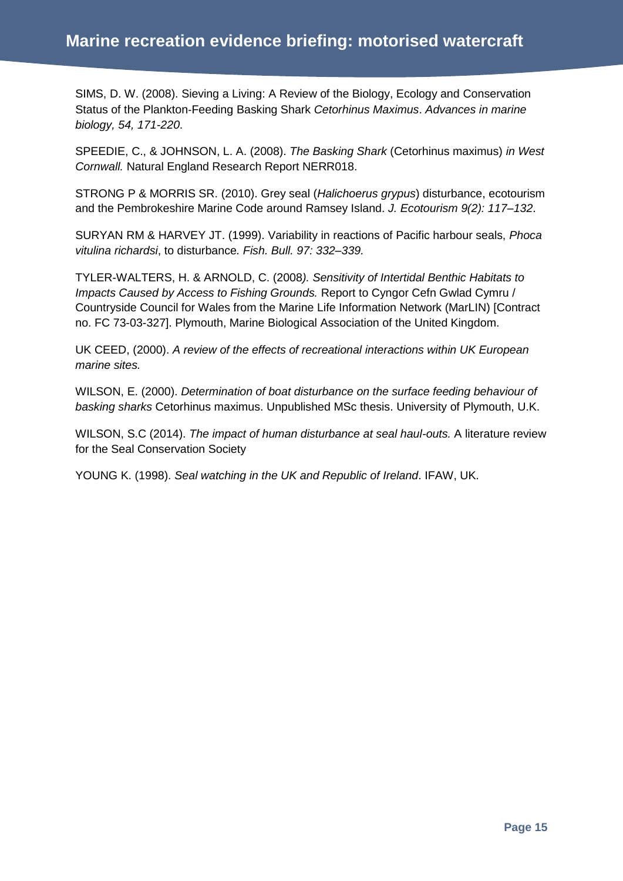SIMS, D. W. (2008). Sieving a Living: A Review of the Biology, Ecology and Conservation Status of the Plankton-Feeding Basking Shark *Cetorhinus Maximus*. *Advances in marine biology, 54, 171-220*.

SPEEDIE, C., & JOHNSON, L. A. (2008). *The Basking Shark* (Cetorhinus maximus) *in West Cornwall.* Natural England Research Report NERR018.

STRONG P & MORRIS SR. (2010). Grey seal (*Halichoerus grypus*) disturbance, ecotourism and the Pembrokeshire Marine Code around Ramsey Island. *J. Ecotourism 9(2): 117–132*.

SURYAN RM & HARVEY JT. (1999). Variability in reactions of Pacific harbour seals, *Phoca vitulina richardsi*, to disturbance*. Fish. Bull. 97: 332–339.*

TYLER-WALTERS, H. & ARNOLD, C. (2008*). Sensitivity of Intertidal Benthic Habitats to Impacts Caused by Access to Fishing Grounds.* Report to Cyngor Cefn Gwlad Cymru / Countryside Council for Wales from the Marine Life Information Network (MarLIN) [Contract no. FC 73-03-327]. Plymouth, Marine Biological Association of the United Kingdom.

UK CEED, (2000). *A review of the effects of recreational interactions within UK European marine sites.*

WILSON, E. (2000). *Determination of boat disturbance on the surface feeding behaviour of basking sharks* Cetorhinus maximus. Unpublished MSc thesis. University of Plymouth, U.K.

WILSON, S.C (2014). *The impact of human disturbance at seal haul-outs.* A literature review for the Seal Conservation Society

YOUNG K. (1998). *Seal watching in the UK and Republic of Ireland*. IFAW, UK.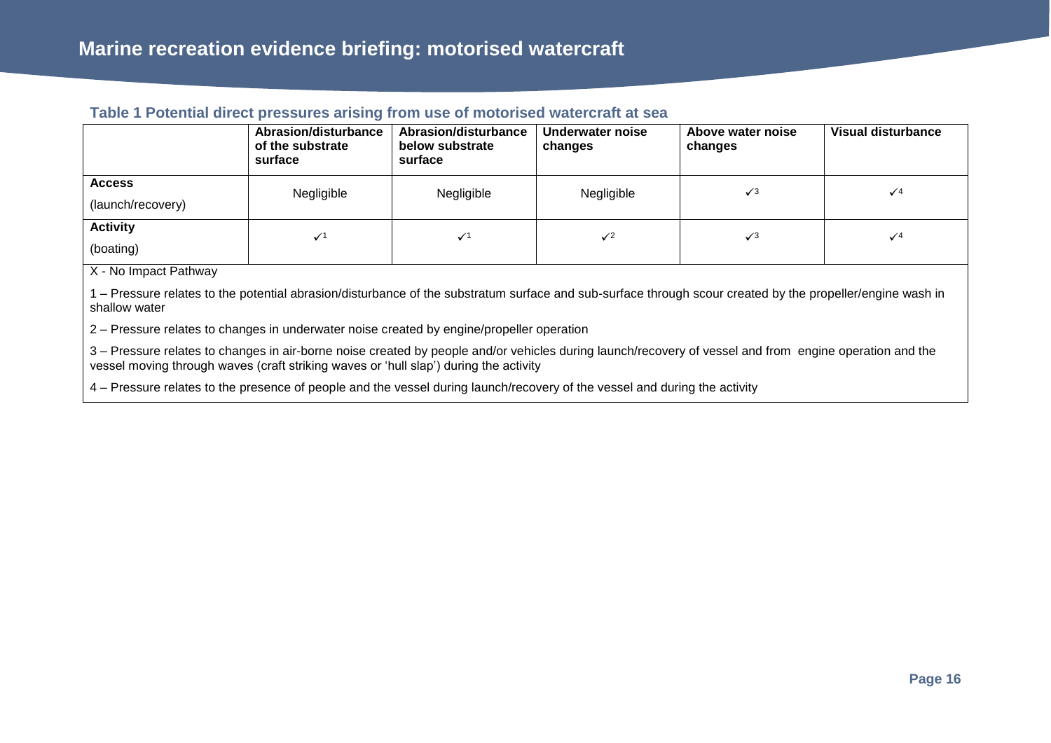### Table 1 Potential direct pressures arising from use of motorised watercraft at sea

| | Abrasion/disturbance of the substrate surface | Abrasion/disturbance below substrate surface | Underwater noise changes | Above water noise changes | Visual disturbance |
|---|---|---|---|---|---|
| **Access** (launch/recovery) | Negligible | Negligible | Negligible | ✓[3] | ✓[4] |
| **Activity** (boating) | ✓[1] | ✓[1] | ✓[2] | ✓[3] | ✓[4] |

X - No Impact Pathway

1 – Pressure relates to the potential abrasion/disturbance of the substratum surface and sub-surface through scour created by the propeller/engine wash in shallow water

2 – Pressure relates to changes in underwater noise created by engine/propeller operation

3 – Pressure relates to changes in air-borne noise created by people and/or vehicles during launch/recovery of vessel and from engine operation and the vessel moving through waves (craft striking waves or 'hull slap') during the activity

4 – Pressure relates to the presence of people and the vessel during launch/recovery of the vessel and during the activity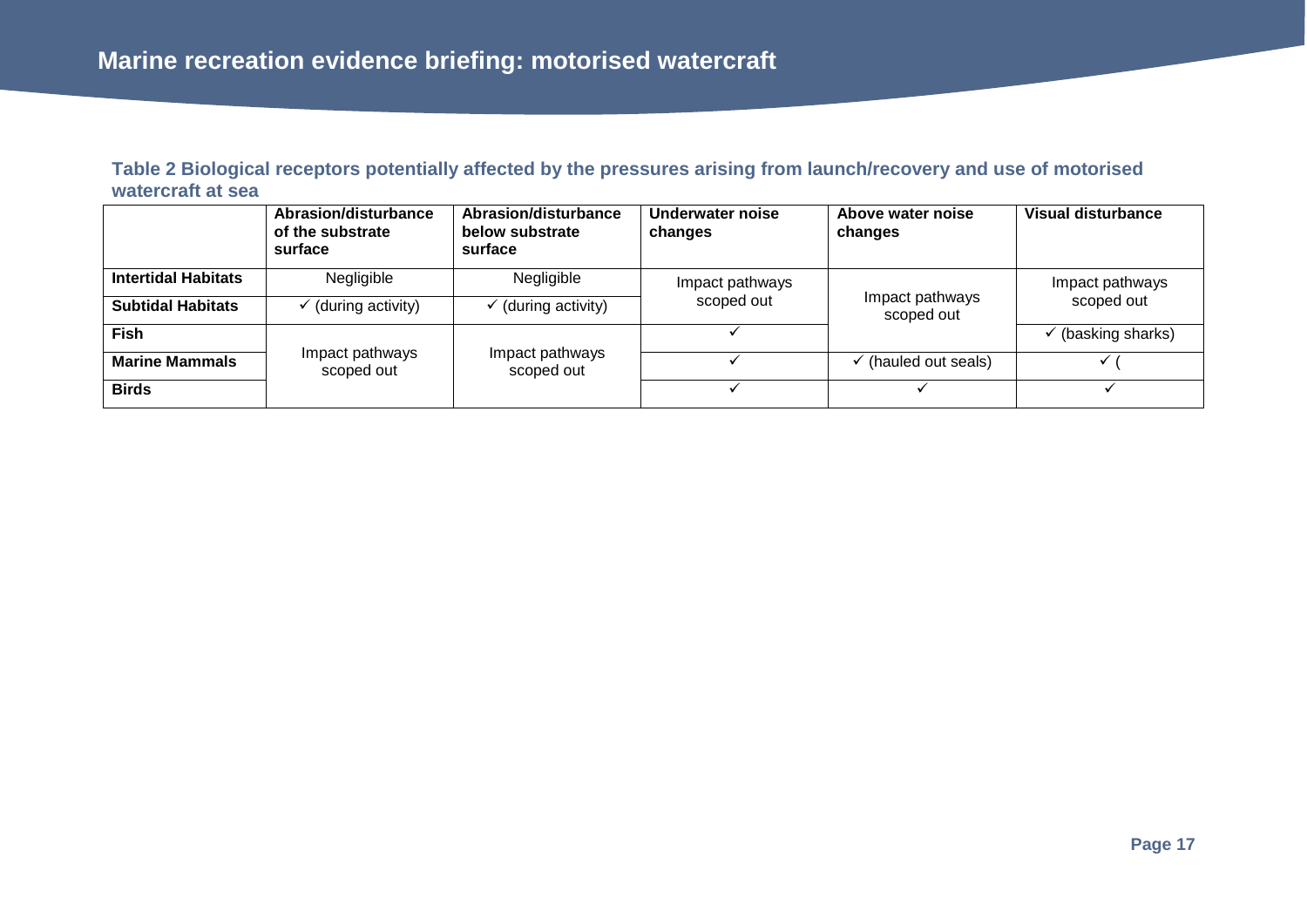**Table 2 Biological receptors potentially affected by the pressures arising from launch/recovery and use of motorised watercraft at sea**

| | Abrasion/disturbance of the substrate surface | Abrasion/disturbance below substrate surface | Underwater noise changes | Above water noise changes | Visual disturbance |
|---|---|---|---|---|---|
| **Intertidal Habitats** | Negligible | Negligible | Impact pathways scoped out | Impact pathways scoped out | Impact pathways scoped out |
| **Subtidal Habitats** | ✓ (during activity) | ✓ (during activity) | | | |
| **Fish** | Impact pathways scoped out | Impact pathways scoped out | ✓ | | ✓ (basking sharks) |
| **Marine Mammals** | | | ✓ | ✓ (hauled out seals) | ✓ ( |
| **Birds** | | | ✓ | ✓ | ✓ |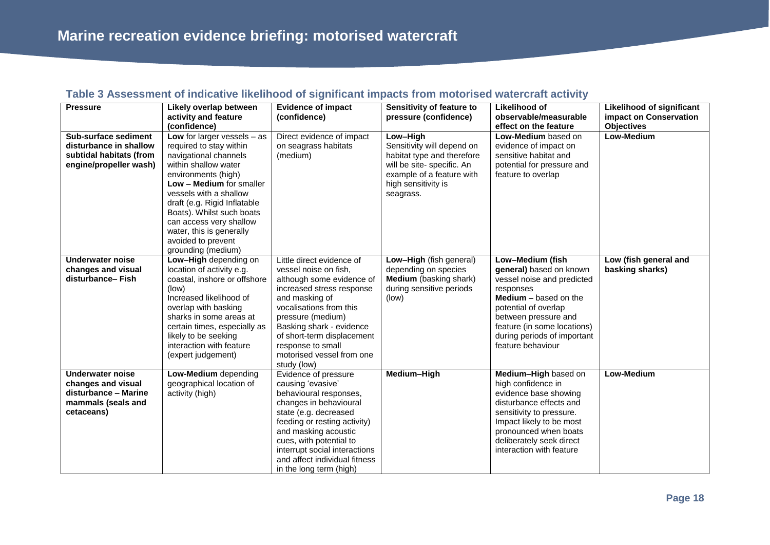# Marine recreation evidence briefing: motorised watercraft

**Table 3 Assessment of indicative likelihood of significant impacts from motorised watercraft activity**

| Pressure | Likely overlap between activity and feature (confidence) | Evidence of impact (confidence) | Sensitivity of feature to pressure (confidence) | Likelihood of observable/measurable effect on the feature | Likelihood of significant impact on Conservation Objectives |
|---|---|---|---|---|---|
| **Sub-surface sediment disturbance in shallow subtidal habitats (from engine/propeller wash)** | **Low** for larger vessels – as required to stay within navigational channels within shallow water environments (high)<br>**Low – Medium** for smaller vessels with a shallow draft (e.g. Rigid Inflatable Boats). Whilst such boats can access very shallow water, this is generally avoided to prevent grounding (medium) | Direct evidence of impact on seagrass habitats (medium) | **Low–High**<br>Sensitivity will depend on habitat type and therefore will be site- specific. An example of a feature with high sensitivity is seagrass. | **Low-Medium** based on evidence of impact on sensitive habitat and potential for pressure and feature to overlap | **Low-Medium** |
| **Underwater noise changes and visual disturbance– Fish** | **Low–High** depending on location of activity e.g. coastal, inshore or offshore (low)<br>Increased likelihood of overlap with basking sharks in some areas at certain times, especially as likely to be seeking interaction with feature (expert judgement) | Little direct evidence of vessel noise on fish, although some evidence of increased stress response and masking of vocalisations from this pressure (medium)<br>Basking shark - evidence of short-term displacement response to small motorised vessel from one study (low) | **Low–High** (fish general) depending on species<br>**Medium** (basking shark) during sensitive periods (low) | **Low–Medium (fish general)** based on known vessel noise and predicted responses<br>**Medium –** based on the potential of overlap between pressure and feature (in some locations) during periods of important feature behaviour | **Low (fish general and basking sharks)** |
| **Underwater noise changes and visual disturbance – Marine mammals (seals and cetaceans)** | **Low-Medium** depending geographical location of activity (high) | Evidence of pressure causing 'evasive' behavioural responses, changes in behavioural state (e.g. decreased feeding or resting activity) and masking acoustic cues, with potential to interrupt social interactions and affect individual fitness in the long term (high) | **Medium–High** | **Medium–High** based on high confidence in evidence base showing disturbance effects and sensitivity to pressure. Impact likely to be most pronounced when boats deliberately seek direct interaction with feature | **Low-Medium** |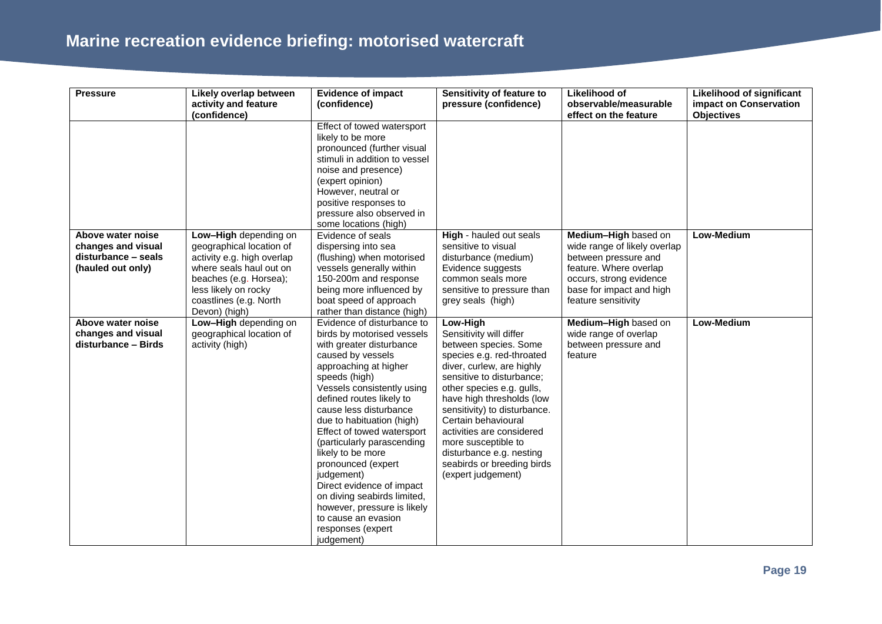| Pressure | Likely overlap between activity and feature (confidence) | Evidence of impact (confidence) | Sensitivity of feature to pressure (confidence) | Likelihood of observable/measurable effect on the feature | Likelihood of significant impact on Conservation Objectives |
|---|---|---|---|---|---|
| | | Effect of towed watersport likely to be more pronounced (further visual stimuli in addition to vessel noise and presence) (expert opinion) However, neutral or positive responses to pressure also observed in some locations (high) | | | |
| **Above water noise changes and visual disturbance – seals (hauled out only)** | **Low–High** depending on geographical location of activity e.g. high overlap where seals haul out on beaches (e.g. Horsea); less likely on rocky coastlines (e.g. North Devon) (high) | Evidence of seals dispersing into sea (flushing) when motorised vessels generally within 150-200m and response being more influenced by boat speed of approach rather than distance (high) | **High** - hauled out seals sensitive to visual disturbance (medium) Evidence suggests common seals more sensitive to pressure than grey seals (high) | **Medium–High** based on wide range of likely overlap between pressure and feature. Where overlap occurs, strong evidence base for impact and high feature sensitivity | **Low-Medium** |
| **Above water noise changes and visual disturbance – Birds** | **Low–High** depending on geographical location of activity (high) | Evidence of disturbance to birds by motorised vessels with greater disturbance caused by vessels approaching at higher speeds (high) Vessels consistently using defined routes likely to cause less disturbance due to habituation (high) Effect of towed watersport (particularly parascending likely to be more pronounced (expert judgement) Direct evidence of impact on diving seabirds limited, however, pressure is likely to cause an evasion responses (expert judgement) | **Low-High** Sensitivity will differ between species. Some species e.g. red-throated diver, curlew, are highly sensitive to disturbance; other species e.g. gulls, have high thresholds (low sensitivity) to disturbance. Certain behavioural activities are considered more susceptible to disturbance e.g. nesting seabirds or breeding birds (expert judgement) | **Medium–High** based on wide range of overlap between pressure and feature | **Low-Medium** |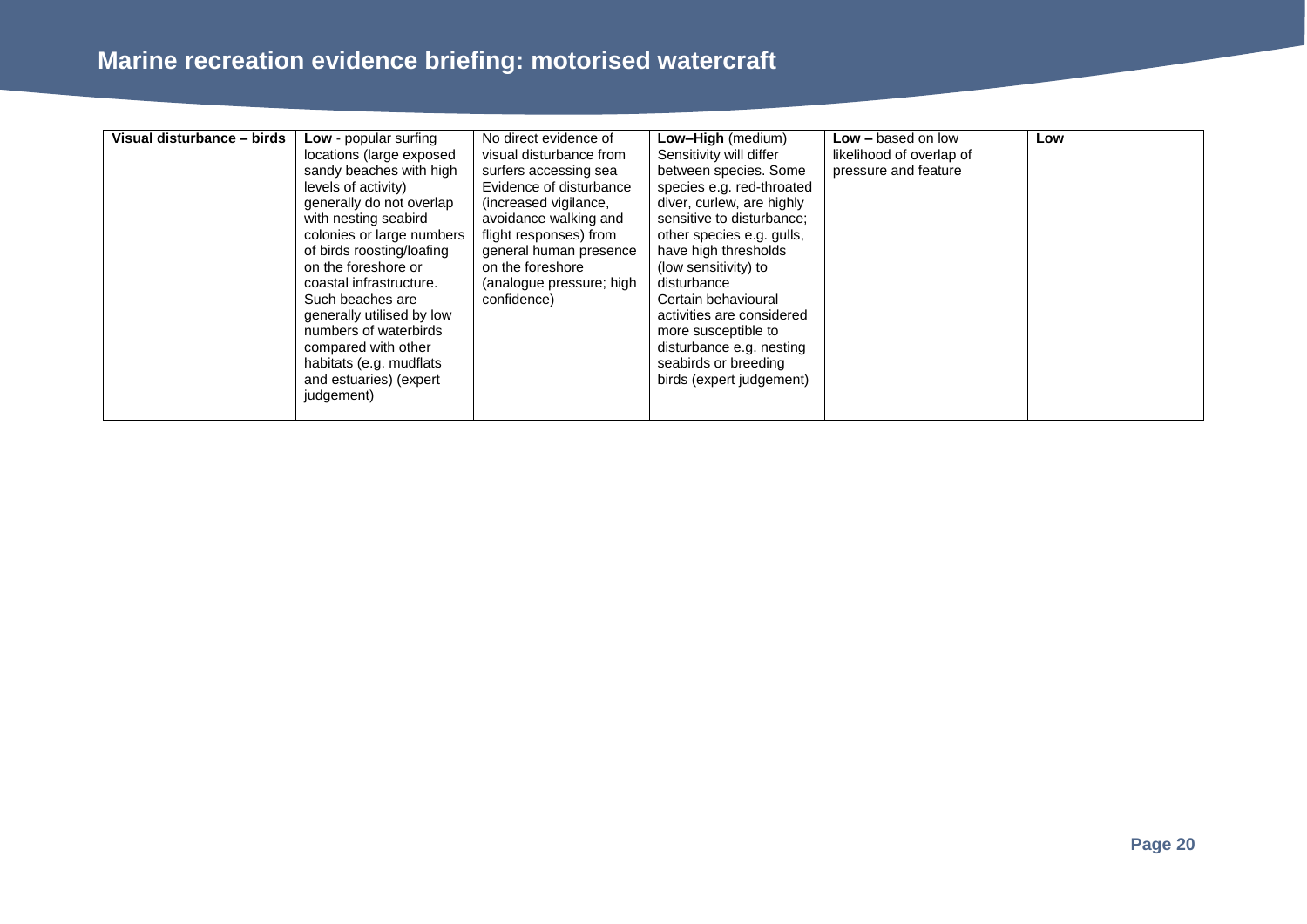| | | | | | |
|---|---|---|---|---|---|
| **Visual disturbance – birds** | **Low** - popular surfing locations (large exposed sandy beaches with high levels of activity) generally do not overlap with nesting seabird colonies or large numbers of birds roosting/loafing on the foreshore or coastal infrastructure. Such beaches are generally utilised by low numbers of waterbirds compared with other habitats (e.g. mudflats and estuaries) (expert judgement) | No direct evidence of visual disturbance from surfers accessing sea Evidence of disturbance (increased vigilance, avoidance walking and flight responses) from general human presence on the foreshore (analogue pressure; high confidence) | **Low–High** (medium) Sensitivity will differ between species. Some species e.g. red-throated diver, curlew, are highly sensitive to disturbance; other species e.g. gulls, have high thresholds (low sensitivity) to disturbance Certain behavioural activities are considered more susceptible to disturbance e.g. nesting seabirds or breeding birds (expert judgement) | **Low –** based on low likelihood of overlap of pressure and feature | **Low** |